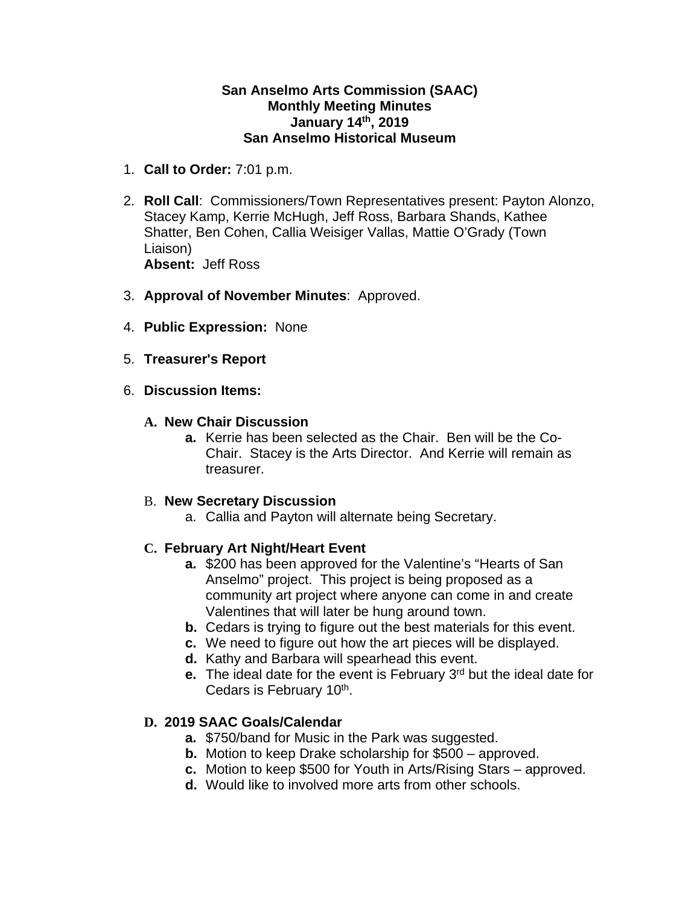**San Anselmo Arts Commission (SAAC)**
**Monthly Meeting Minutes**
**January 14th, 2019**
**San Anselmo Historical Museum**

1. **Call to Order:** 7:01 p.m.

2. **Roll Call**: Commissioners/Town Representatives present: Payton Alonzo, Stacey Kamp, Kerrie McHugh, Jeff Ross, Barbara Shands, Kathee Shatter, Ben Cohen, Callia Weisiger Vallas, Mattie O'Grady (Town Liaison)
   **Absent:** Jeff Ross

3. **Approval of November Minutes**: Approved.

4. **Public Expression:** None

5. **Treasurer's Report**

6. **Discussion Items:**

   **A. New Chair Discussion**
   
   **a.** Kerrie has been selected as the Chair. Ben will be the Co-Chair. Stacey is the Arts Director. And Kerrie will remain as treasurer.

   B. **New Secretary Discussion**
   
   a. Callia and Payton will alternate being Secretary.

   **C. February Art Night/Heart Event**
   
   **a.** $200 has been approved for the Valentine's "Hearts of San Anselmo" project. This project is being proposed as a community art project where anyone can come in and create Valentines that will later be hung around town.
   
   **b.** Cedars is trying to figure out the best materials for this event.
   
   **c.** We need to figure out how the art pieces will be displayed.
   
   **d.** Kathy and Barbara will spearhead this event.
   
   **e.** The ideal date for the event is February 3rd but the ideal date for Cedars is February 10th.

   **D. 2019 SAAC Goals/Calendar**
   
   **a.** $750/band for Music in the Park was suggested.
   
   **b.** Motion to keep Drake scholarship for $500 – approved.
   
   **c.** Motion to keep $500 for Youth in Arts/Rising Stars – approved.
   
   **d.** Would like to involved more arts from other schools.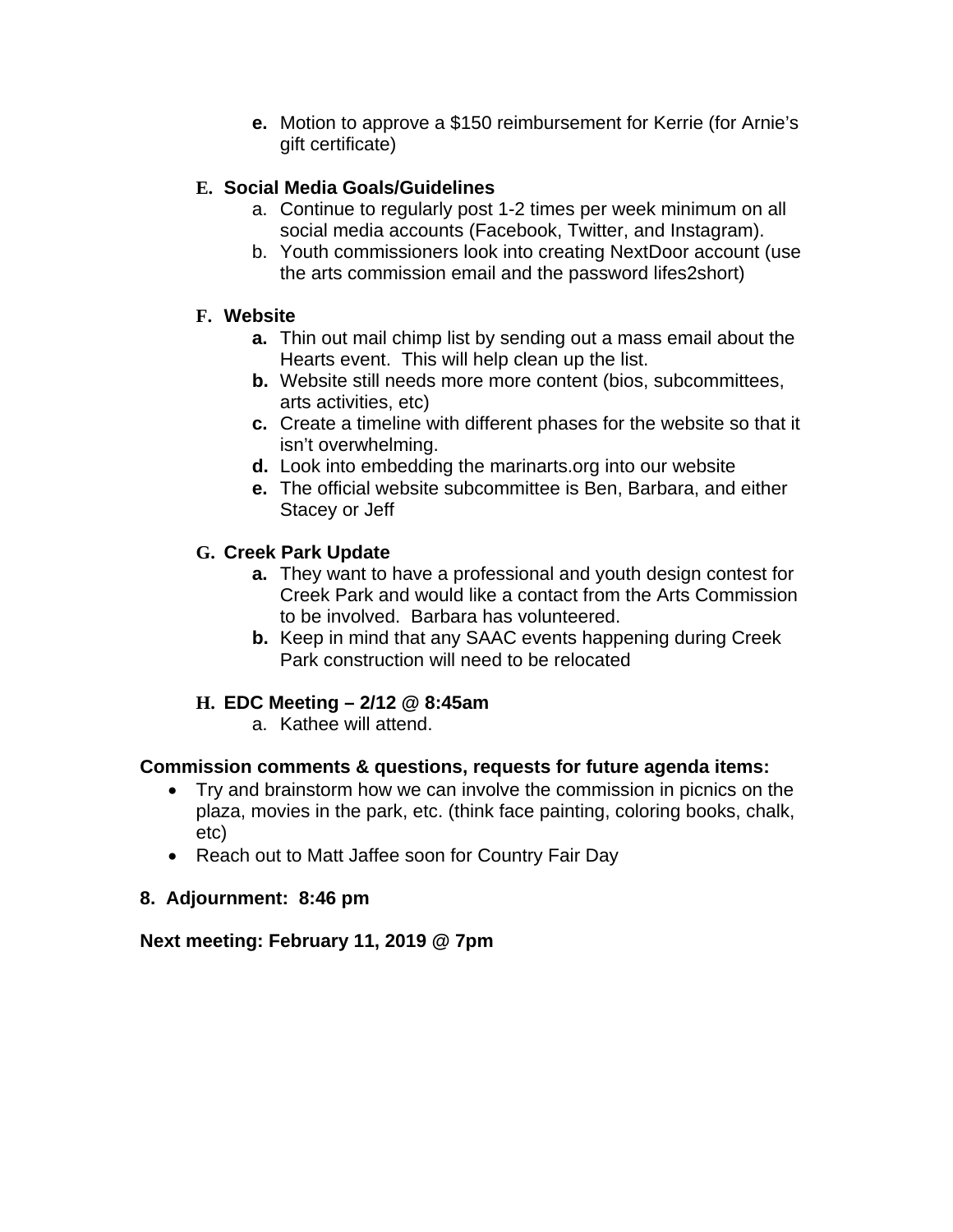e. Motion to approve a $150 reimbursement for Kerrie (for Arnie's gift certificate)

**E. Social Media Goals/Guidelines**

a. Continue to regularly post 1-2 times per week minimum on all social media accounts (Facebook, Twitter, and Instagram).
b. Youth commissioners look into creating NextDoor account (use the arts commission email and the password lifes2short)

**F. Website**

a. Thin out mail chimp list by sending out a mass email about the Hearts event. This will help clean up the list.
b. Website still needs more more content (bios, subcommittees, arts activities, etc)
c. Create a timeline with different phases for the website so that it isn't overwhelming.
d. Look into embedding the marinarts.org into our website
e. The official website subcommittee is Ben, Barbara, and either Stacey or Jeff

**G. Creek Park Update**

a. They want to have a professional and youth design contest for Creek Park and would like a contact from the Arts Commission to be involved. Barbara has volunteered.
b. Keep in mind that any SAAC events happening during Creek Park construction will need to be relocated

**H. EDC Meeting – 2/12 @ 8:45am**

a. Kathee will attend.

**Commission comments & questions, requests for future agenda items:**

- Try and brainstorm how we can involve the commission in picnics on the plaza, movies in the park, etc. (think face painting, coloring books, chalk, etc)
- Reach out to Matt Jaffee soon for Country Fair Day

**8. Adjournment: 8:46 pm**

**Next meeting: February 11, 2019 @ 7pm**